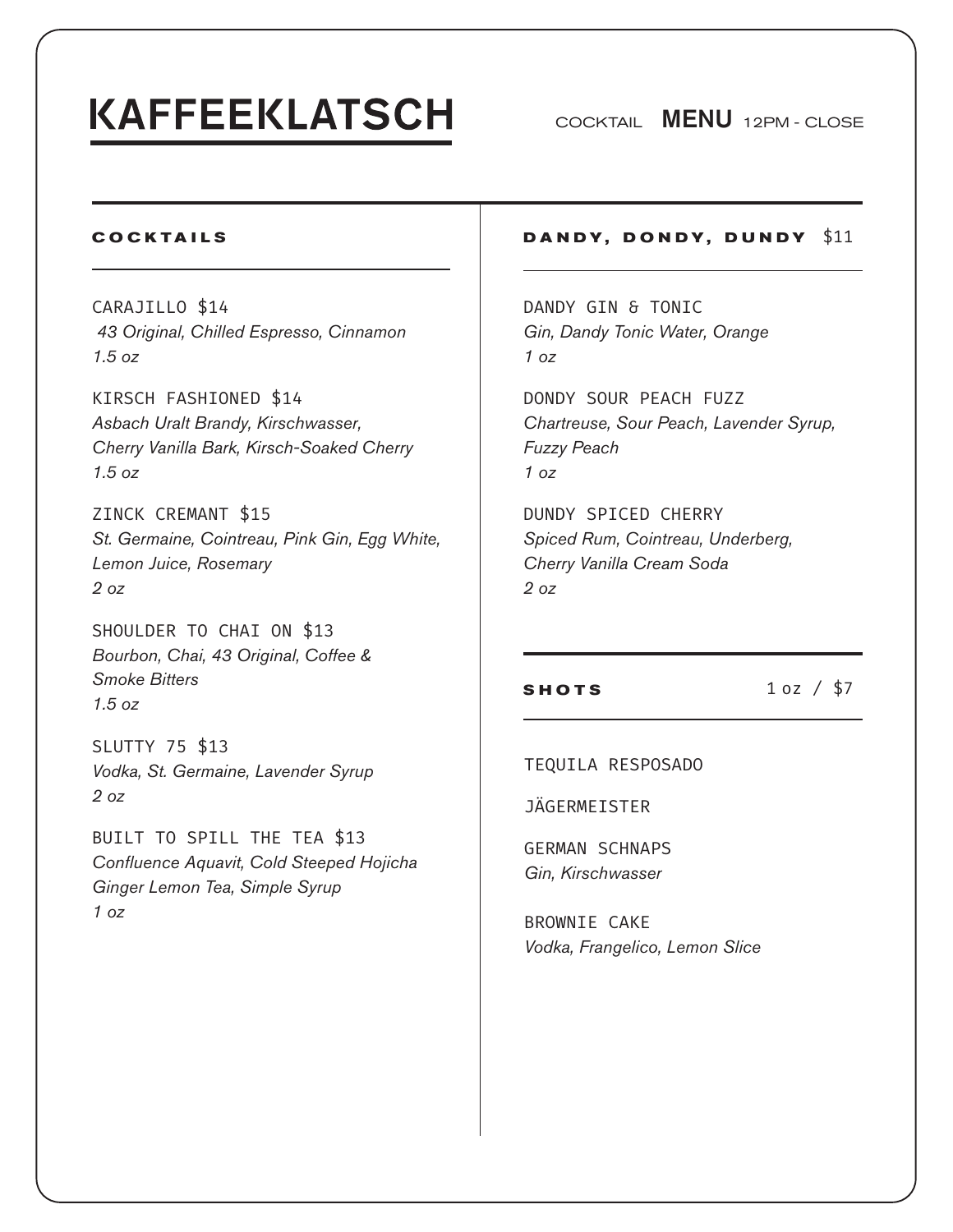# KAFFEEKLATSCH

COCKTAIL **MENU** 12PM - CLOSE

## COCKTAILS

CARAJILLO $14
*43 Original, Chilled Espresso, Cinnamon*
*1.5 oz*

KIRSCH FASHIONED $14
*Asbach Uralt Brandy, Kirschwasser, Cherry Vanilla Bark, Kirsch-Soaked Cherry*
*1.5 oz*

ZINCK CREMANT $15
*St. Germaine, Cointreau, Pink Gin, Egg White, Lemon Juice, Rosemary*
*2 oz*

SHOULDER TO CHAI ON $13
*Bourbon, Chai, 43 Original, Coffee & Smoke Bitters*
*1.5 oz*

SLUTTY 75 $13
*Vodka, St. Germaine, Lavender Syrup*
*2 oz*

BUILT TO SPILL THE TEA $13
*Confluence Aquavit, Cold Steeped Hojicha Ginger Lemon Tea, Simple Syrup*
*1 oz*

## DANDY, DONDY, DUNDY $11

DANDY GIN & TONIC
*Gin, Dandy Tonic Water, Orange*
*1 oz*

DONDY SOUR PEACH FUZZ
*Chartreuse, Sour Peach, Lavender Syrup, Fuzzy Peach*
*1 oz*

DUNDY SPICED CHERRY
*Spiced Rum, Cointreau, Underberg, Cherry Vanilla Cream Soda*
*2 oz*

## SHOTS 1 oz / $7

TEQUILA RESPOSADO

JÄGERMEISTER

GERMAN SCHNAPS
*Gin, Kirschwasser*

BROWNIE CAKE
*Vodka, Frangelico, Lemon Slice*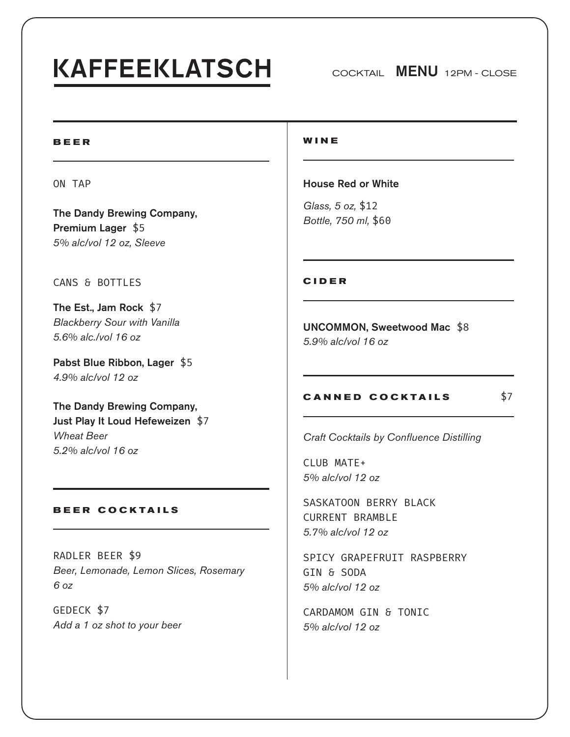# KAFFEEKLATSCH

COCKTAIL **MENU** 12PM - CLOSE

## BEER

ON TAP

**The Dandy Brewing Company, Premium Lager** $5
*5% alc/vol 12 oz, Sleeve*

CANS & BOTTLES

**The Est., Jam Rock** $7
*Blackberry Sour with Vanilla*
*5.6% alc./vol 16 oz*

**Pabst Blue Ribbon, Lager** $5
*4.9% alc/vol 12 oz*

**The Dandy Brewing Company, Just Play It Loud Hefeweizen** $7
*Wheat Beer*
*5.2% alc/vol 16 oz*

## BEER COCKTAILS

RADLER BEER $9
*Beer, Lemonade, Lemon Slices, Rosemary*
*6 oz*

GEDECK $7
*Add a 1 oz shot to your beer*

## WINE

**House Red or White**

*Glass, 5 oz,* $12
*Bottle, 750 ml,* $60

## CIDER

**UNCOMMON, Sweetwood Mac** $8
*5.9% alc/vol 16 oz*

## CANNED COCKTAILS $7

*Craft Cocktails by Confluence Distilling*

CLUB MATE+
*5% alc/vol 12 oz*

SASKATOON BERRY BLACK CURRENT BRAMBLE
*5.7% alc/vol 12 oz*

SPICY GRAPEFRUIT RASPBERRY GIN & SODA
*5% alc/vol 12 oz*

CARDAMOM GIN & TONIC
*5% alc/vol 12 oz*